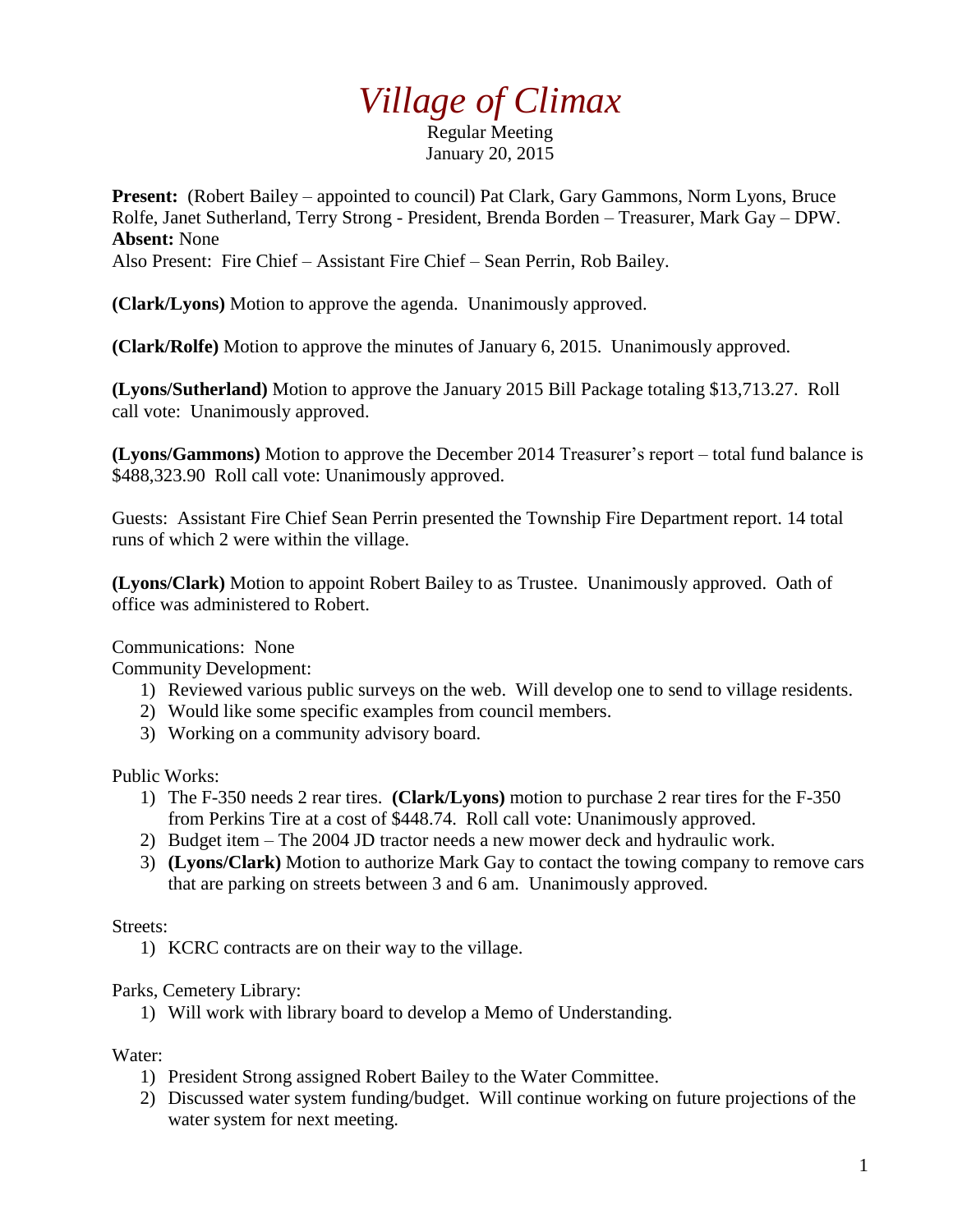# *Village of Climax*

Regular Meeting
January 20, 2015

**Present:** (Robert Bailey – appointed to council) Pat Clark, Gary Gammons, Norm Lyons, Bruce Rolfe, Janet Sutherland, Terry Strong - President, Brenda Borden – Treasurer, Mark Gay – DPW.
**Absent:** None
Also Present: Fire Chief – Assistant Fire Chief – Sean Perrin, Rob Bailey.

**(Clark/Lyons)** Motion to approve the agenda. Unanimously approved.

**(Clark/Rolfe)** Motion to approve the minutes of January 6, 2015. Unanimously approved.

**(Lyons/Sutherland)** Motion to approve the January 2015 Bill Package totaling $13,713.27. Roll call vote: Unanimously approved.

**(Lyons/Gammons)** Motion to approve the December 2014 Treasurer's report – total fund balance is $488,323.90 Roll call vote: Unanimously approved.

Guests: Assistant Fire Chief Sean Perrin presented the Township Fire Department report. 14 total runs of which 2 were within the village.

**(Lyons/Clark)** Motion to appoint Robert Bailey to as Trustee. Unanimously approved. Oath of office was administered to Robert.

Communications: None

Community Development:

1) Reviewed various public surveys on the web. Will develop one to send to village residents.
2) Would like some specific examples from council members.
3) Working on a community advisory board.

Public Works:

1) The F-350 needs 2 rear tires. **(Clark/Lyons)** motion to purchase 2 rear tires for the F-350 from Perkins Tire at a cost of $448.74. Roll call vote: Unanimously approved.
2) Budget item – The 2004 JD tractor needs a new mower deck and hydraulic work.
3) **(Lyons/Clark)** Motion to authorize Mark Gay to contact the towing company to remove cars that are parking on streets between 3 and 6 am. Unanimously approved.

Streets:

1) KCRC contracts are on their way to the village.

Parks, Cemetery Library:

1) Will work with library board to develop a Memo of Understanding.

Water:

1) President Strong assigned Robert Bailey to the Water Committee.
2) Discussed water system funding/budget. Will continue working on future projections of the water system for next meeting.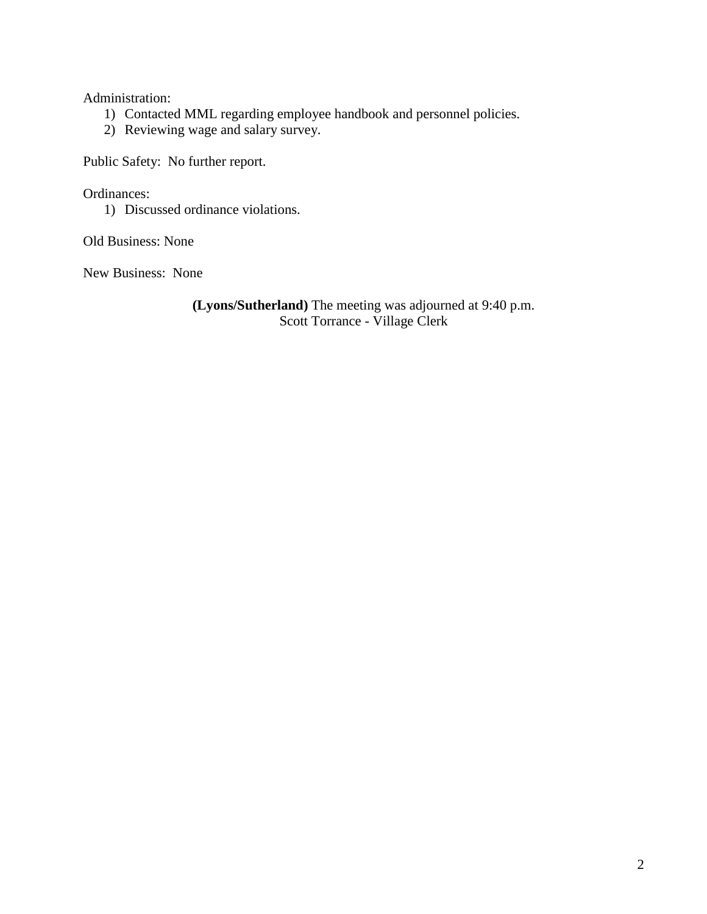Administration:

1) Contacted MML regarding employee handbook and personnel policies.
2) Reviewing wage and salary survey.

Public Safety: No further report.

Ordinances:

1) Discussed ordinance violations.

Old Business: None

New Business: None

**(Lyons/Sutherland)** The meeting was adjourned at 9:40 p.m.
Scott Torrance - Village Clerk